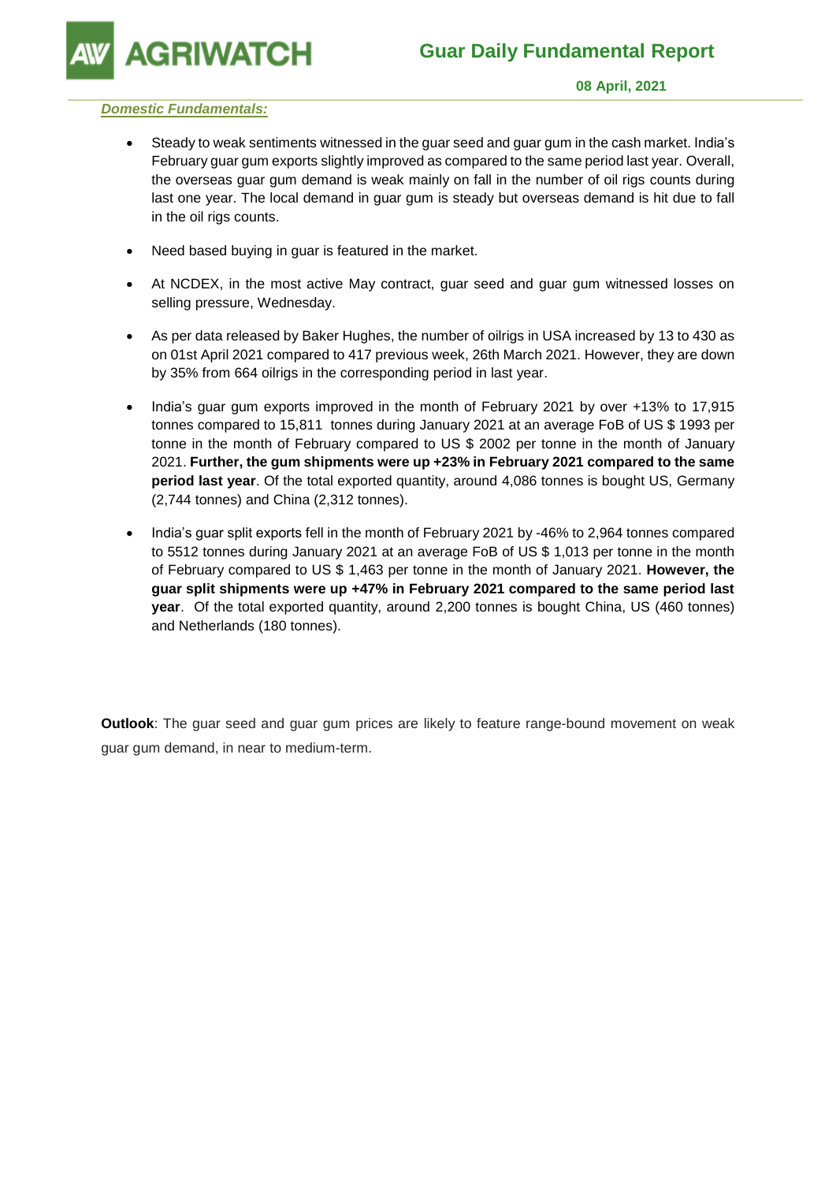# Guar Daily Fundamental Report

**08 April, 2021**

***Domestic Fundamentals:***

- Steady to weak sentiments witnessed in the guar seed and guar gum in the cash market. India's February guar gum exports slightly improved as compared to the same period last year. Overall, the overseas guar gum demand is weak mainly on fall in the number of oil rigs counts during last one year. The local demand in guar gum is steady but overseas demand is hit due to fall in the oil rigs counts.

- Need based buying in guar is featured in the market.

- At NCDEX, in the most active May contract, guar seed and guar gum witnessed losses on selling pressure, Wednesday.

- As per data released by Baker Hughes, the number of oilrigs in USA increased by 13 to 430 as on 01st April 2021 compared to 417 previous week, 26th March 2021. However, they are down by 35% from 664 oilrigs in the corresponding period in last year.

- India's guar gum exports improved in the month of February 2021 by over +13% to 17,915 tonnes compared to 15,811 tonnes during January 2021 at an average FoB of US $ 1993 per tonne in the month of February compared to US $ 2002 per tonne in the month of January 2021. **Further, the gum shipments were up +23% in February 2021 compared to the same period last year**. Of the total exported quantity, around 4,086 tonnes is bought US, Germany (2,744 tonnes) and China (2,312 tonnes).

- India's guar split exports fell in the month of February 2021 by -46% to 2,964 tonnes compared to 5512 tonnes during January 2021 at an average FoB of US $ 1,013 per tonne in the month of February compared to US $ 1,463 per tonne in the month of January 2021. **However, the guar split shipments were up +47% in February 2021 compared to the same period last year**. Of the total exported quantity, around 2,200 tonnes is bought China, US (460 tonnes) and Netherlands (180 tonnes).

**Outlook**: The guar seed and guar gum prices are likely to feature range-bound movement on weak guar gum demand, in near to medium-term.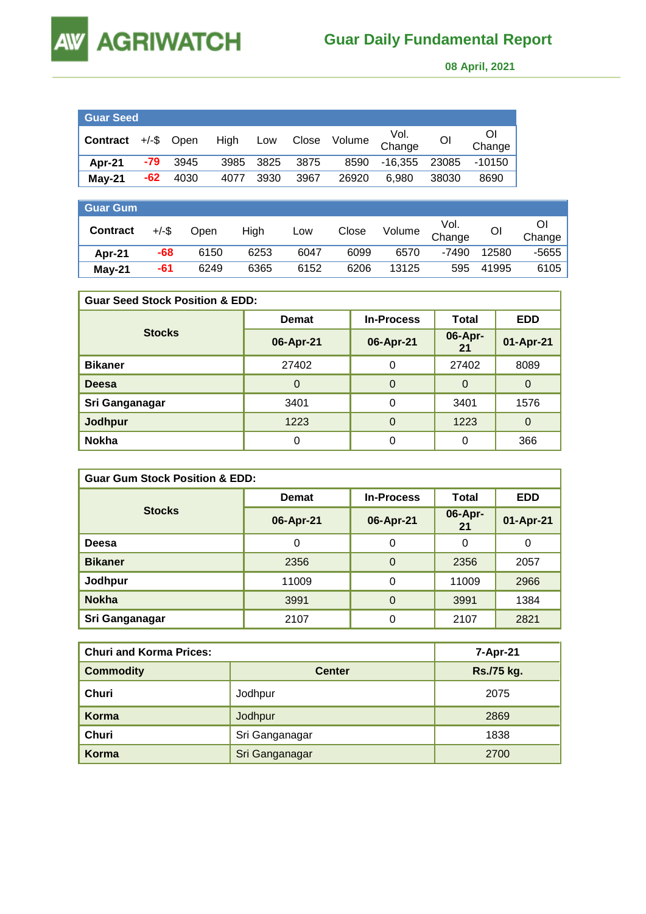# AGRIWATCH

## Guar Daily Fundamental Report

08 April, 2021

**Guar Seed**

| Contract | +/-$ | Open | High | Low | Close | Volume | Vol. Change | OI | OI Change |
|---|---|---|---|---|---|---|---|---|---|
| Apr-21 | -79 | 3945 | 3985 | 3825 | 3875 | 8590 | -16,355 | 23085 | -10150 |
| May-21 | -62 | 4030 | 4077 | 3930 | 3967 | 26920 | 6,980 | 38030 | 8690 |

**Guar Gum**

| Contract | +/-$ | Open | High | Low | Close | Volume | Vol. Change | OI | OI Change |
|---|---|---|---|---|---|---|---|---|---|
| Apr-21 | -68 | 6150 | 6253 | 6047 | 6099 | 6570 | -7490 | 12580 | -5655 |
| May-21 | -61 | 6249 | 6365 | 6152 | 6206 | 13125 | 595 | 41995 | 6105 |

**Guar Seed Stock Position & EDD:**

| Stocks | Demat | In-Process | Total | EDD |
|---|---|---|---|---|
| | 06-Apr-21 | 06-Apr-21 | 06-Apr-21 | 01-Apr-21 |
| Bikaner | 27402 | 0 | 27402 | 8089 |
| Deesa | 0 | 0 | 0 | 0 |
| Sri Ganganagar | 3401 | 0 | 3401 | 1576 |
| Jodhpur | 1223 | 0 | 1223 | 0 |
| Nokha | 0 | 0 | 0 | 366 |

**Guar Gum Stock Position & EDD:**

| Stocks | Demat | In-Process | Total | EDD |
|---|---|---|---|---|
| | 06-Apr-21 | 06-Apr-21 | 06-Apr-21 | 01-Apr-21 |
| Deesa | 0 | 0 | 0 | 0 |
| Bikaner | 2356 | 0 | 2356 | 2057 |
| Jodhpur | 11009 | 0 | 11009 | 2966 |
| Nokha | 3991 | 0 | 3991 | 1384 |
| Sri Ganganagar | 2107 | 0 | 2107 | 2821 |

**Churi and Korma Prices:**

| Commodity | Center | 7-Apr-21 Rs./75 kg. |
|---|---|---|
| Churi | Jodhpur | 2075 |
| Korma | Jodhpur | 2869 |
| Churi | Sri Ganganagar | 1838 |
| Korma | Sri Ganganagar | 2700 |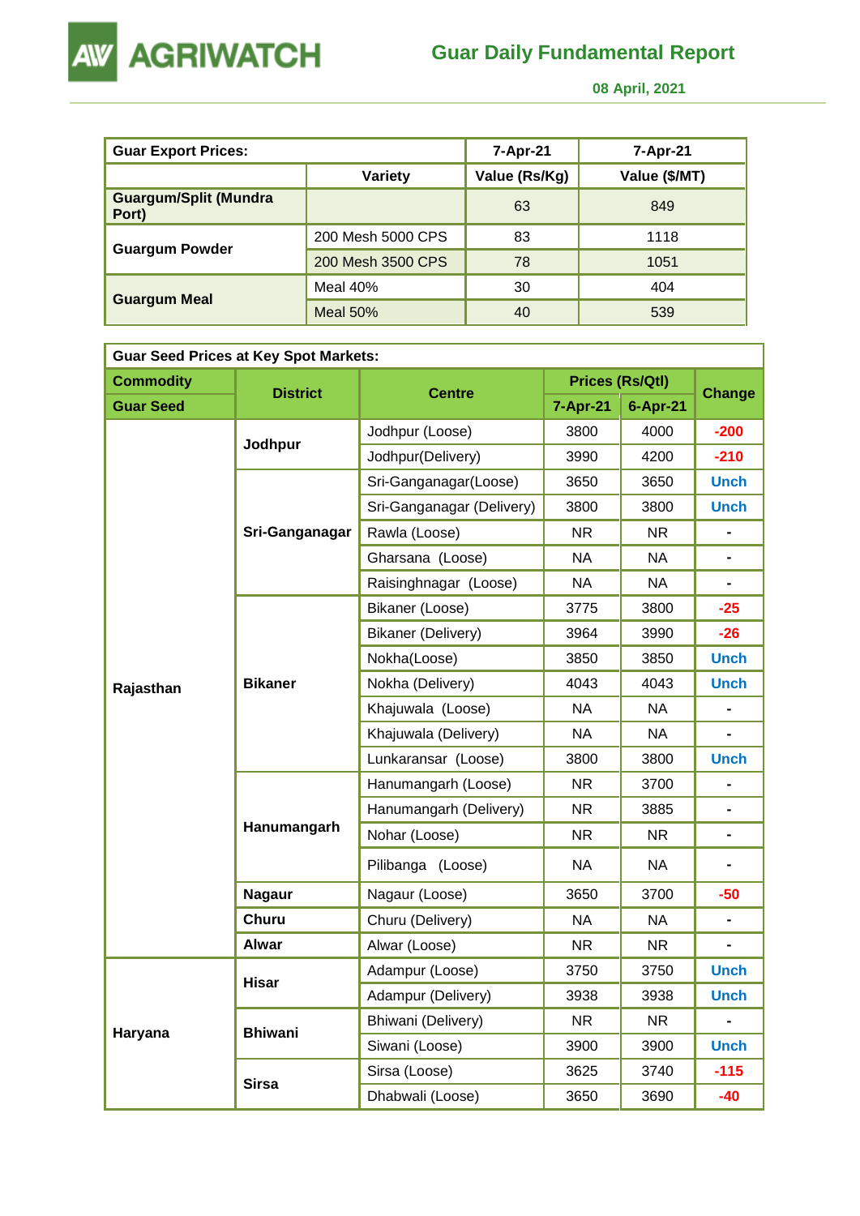# Guar Daily Fundamental Report

08 April, 2021

| Guar Export Prices: | | 7-Apr-21 | 7-Apr-21 |
|---|---|---|---|
| | Variety | Value (Rs/Kg) | Value ($/MT) |
| Guargum/Split (Mundra Port) | | 63 | 849 |
| Guargum Powder | 200 Mesh 5000 CPS | 83 | 1118 |
| | 200 Mesh 3500 CPS | 78 | 1051 |
| Guargum Meal | Meal 40% | 30 | 404 |
| | Meal 50% | 40 | 539 |

| Guar Seed Prices at Key Spot Markets: | | | | | |
|---|---|---|---|---|---|
| Commodity | District | Centre | Prices (Rs/Qtl) | | Change |
| Guar Seed | | | 7-Apr-21 | 6-Apr-21 | |
| Rajasthan | Jodhpur | Jodhpur (Loose) | 3800 | 4000 | -200 |
| | | Jodhpur(Delivery) | 3990 | 4200 | -210 |
| | Sri-Ganganagar | Sri-Ganganagar(Loose) | 3650 | 3650 | Unch |
| | | Sri-Ganganagar (Delivery) | 3800 | 3800 | Unch |
| | | Rawla (Loose) | NR | NR | - |
| | | Gharsana (Loose) | NA | NA | - |
| | | Raisinghnagar (Loose) | NA | NA | - |
| | Bikaner | Bikaner (Loose) | 3775 | 3800 | -25 |
| | | Bikaner (Delivery) | 3964 | 3990 | -26 |
| | | Nokha(Loose) | 3850 | 3850 | Unch |
| | | Nokha (Delivery) | 4043 | 4043 | Unch |
| | | Khajuwala (Loose) | NA | NA | - |
| | | Khajuwala (Delivery) | NA | NA | - |
| | | Lunkaransar (Loose) | 3800 | 3800 | Unch |
| | Hanumangarh | Hanumangarh (Loose) | NR | 3700 | - |
| | | Hanumangarh (Delivery) | NR | 3885 | - |
| | | Nohar (Loose) | NR | NR | - |
| | | Pilibanga (Loose) | NA | NA | - |
| | Nagaur | Nagaur (Loose) | 3650 | 3700 | -50 |
| | Churu | Churu (Delivery) | NA | NA | - |
| | Alwar | Alwar (Loose) | NR | NR | - |
| Haryana | Hisar | Adampur (Loose) | 3750 | 3750 | Unch |
| | | Adampur (Delivery) | 3938 | 3938 | Unch |
| | Bhiwani | Bhiwani (Delivery) | NR | NR | - |
| | | Siwani (Loose) | 3900 | 3900 | Unch |
| | Sirsa | Sirsa (Loose) | 3625 | 3740 | -115 |
| | | Dhabwali (Loose) | 3650 | 3690 | -40 |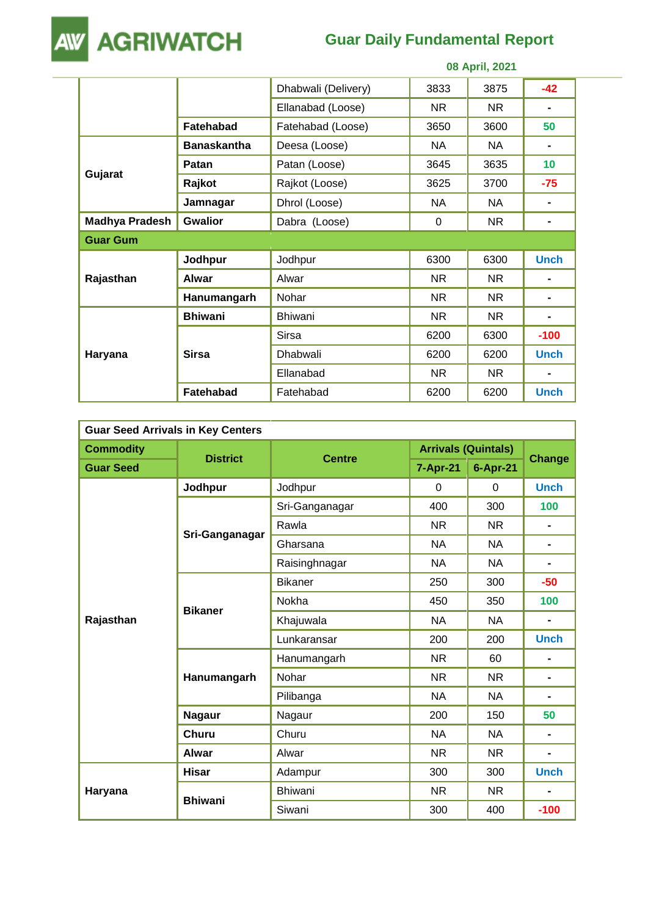| | | | | | |
|---|---|---|---|---|---|
| | | Dhabwali (Delivery) | 3833 | 3875 | -42 |
| | | Ellanabad (Loose) | NR | NR | - |
| | Fatehabad | Fatehabad (Loose) | 3650 | 3600 | 50 |
| Gujarat | Banaskantha | Deesa (Loose) | NA | NA | - |
| | Patan | Patan (Loose) | 3645 | 3635 | 10 |
| | Rajkot | Rajkot (Loose) | 3625 | 3700 | -75 |
| | Jamnagar | Dhrol (Loose) | NA | NA | - |
| Madhya Pradesh | Gwalior | Dabra (Loose) | 0 | NR | - |
| **Guar Gum** | | | | | |
| Rajasthan | Jodhpur | Jodhpur | 6300 | 6300 | Unch |
| | Alwar | Alwar | NR | NR | - |
| | Hanumangarh | Nohar | NR | NR | - |
| Haryana | Bhiwani | Bhiwani | NR | NR | - |
| | Sirsa | Sirsa | 6200 | 6300 | -100 |
| | | Dhabwali | 6200 | 6200 | Unch |
| | | Ellanabad | NR | NR | - |
| | Fatehabad | Fatehabad | 6200 | 6200 | Unch |

| Guar Seed Arrivals in Key Centers | | | | | |
|---|---|---|---|---|---|
| **Commodity** | **District** | **Centre** | **Arrivals (Quintals)** | | **Change** |
| **Guar Seed** | | | **7-Apr-21** | **6-Apr-21** | |
| Rajasthan | Jodhpur | Jodhpur | 0 | 0 | Unch |
| | Sri-Ganganagar | Sri-Ganganagar | 400 | 300 | 100 |
| | | Rawla | NR | NR | - |
| | | Gharsana | NA | NA | - |
| | | Raisinghnagar | NA | NA | - |
| | Bikaner | Bikaner | 250 | 300 | -50 |
| | | Nokha | 450 | 350 | 100 |
| | | Khajuwala | NA | NA | - |
| | | Lunkaransar | 200 | 200 | Unch |
| | Hanumangarh | Hanumangarh | NR | 60 | - |
| | | Nohar | NR | NR | - |
| | | Pilibanga | NA | NA | - |
| | Nagaur | Nagaur | 200 | 150 | 50 |
| | Churu | Churu | NA | NA | - |
| | Alwar | Alwar | NR | NR | - |
| Haryana | Hisar | Adampur | 300 | 300 | Unch |
| | Bhiwani | Bhiwani | NR | NR | - |
| | | Siwani | 300 | 400 | -100 |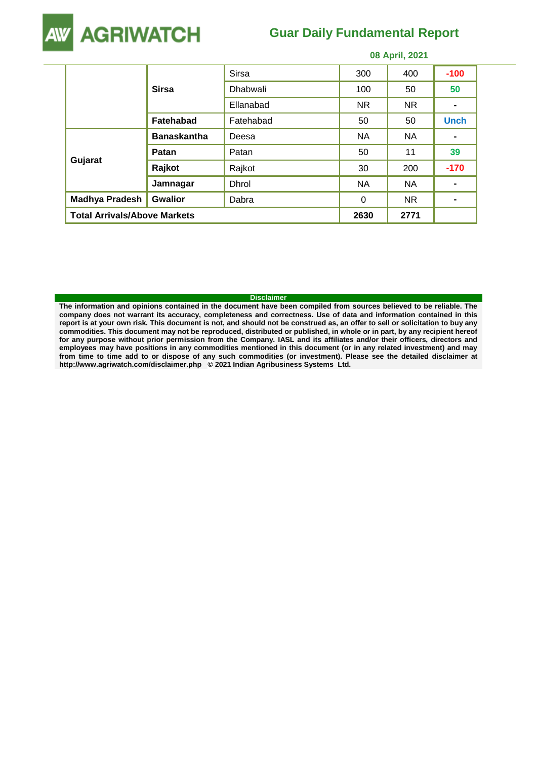| | | | | | |
|---|---|---|---|---|---|
| | Sirsa | Sirsa | 300 | 400 | -100 |
| | | Dhabwali | 100 | 50 | 50 |
| | | Ellanabad | NR | NR | - |
| | Fatehabad | Fatehabad | 50 | 50 | Unch |
| Gujarat | Banaskantha | Deesa | NA | NA | - |
| | Patan | Patan | 50 | 11 | 39 |
| | Rajkot | Rajkot | 30 | 200 | -170 |
| | Jamnagar | Dhrol | NA | NA | - |
| Madhya Pradesh | Gwalior | Dabra | 0 | NR | - |
| **Total Arrivals/Above Markets** | | | **2630** | **2771** | |

**Disclaimer**

**The information and opinions contained in the document have been compiled from sources believed to be reliable. The company does not warrant its accuracy, completeness and correctness. Use of data and information contained in this report is at your own risk. This document is not, and should not be construed as, an offer to sell or solicitation to buy any commodities. This document may not be reproduced, distributed or published, in whole or in part, by any recipient hereof for any purpose without prior permission from the Company. IASL and its affiliates and/or their officers, directors and employees may have positions in any commodities mentioned in this document (or in any related investment) and may from time to time add to or dispose of any such commodities (or investment). Please see the detailed disclaimer at http://www.agriwatch.com/disclaimer.php © 2021 Indian Agribusiness Systems Ltd.**